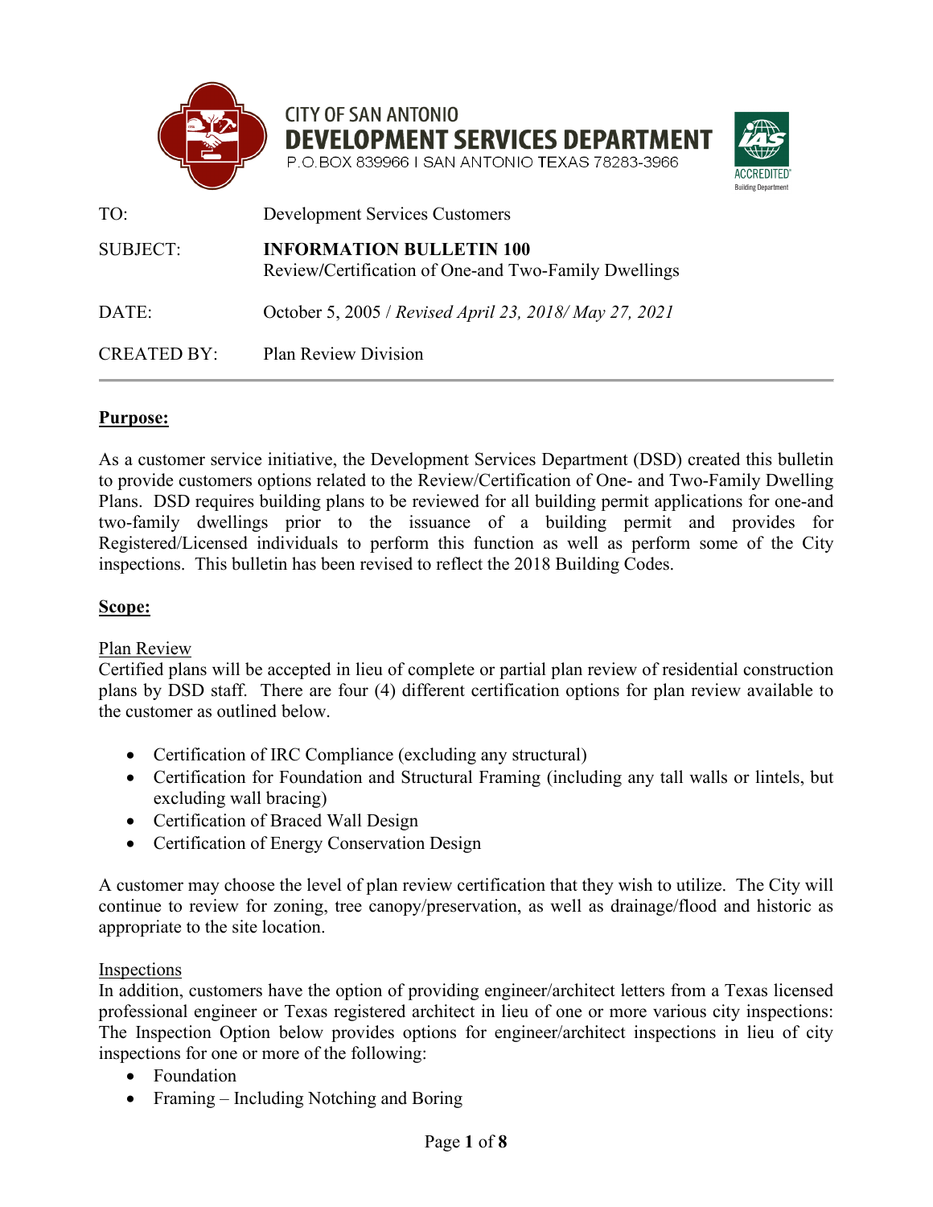CITY OF SAN ANTONIO
**DEVELOPMENT SERVICES DEPARTMENT**
P.O.BOX 839966 I SAN ANTONIO TEXAS 78283-3966

| | |
|---|---|
| TO: | Development Services Customers |
| SUBJECT: | **INFORMATION BULLETIN 100** Review/Certification of One-and Two-Family Dwellings |
| DATE: | October 5, 2005 / *Revised April 23, 2018/ May 27, 2021* |
| CREATED BY: | Plan Review Division |

## Purpose:

As a customer service initiative, the Development Services Department (DSD) created this bulletin to provide customers options related to the Review/Certification of One- and Two-Family Dwelling Plans. DSD requires building plans to be reviewed for all building permit applications for one-and two-family dwellings prior to the issuance of a building permit and provides for Registered/Licensed individuals to perform this function as well as perform some of the City inspections. This bulletin has been revised to reflect the 2018 Building Codes.

## Scope:

### Plan Review

Certified plans will be accepted in lieu of complete or partial plan review of residential construction plans by DSD staff. There are four (4) different certification options for plan review available to the customer as outlined below.

- Certification of IRC Compliance (excluding any structural)
- Certification for Foundation and Structural Framing (including any tall walls or lintels, but excluding wall bracing)
- Certification of Braced Wall Design
- Certification of Energy Conservation Design

A customer may choose the level of plan review certification that they wish to utilize. The City will continue to review for zoning, tree canopy/preservation, as well as drainage/flood and historic as appropriate to the site location.

### Inspections

In addition, customers have the option of providing engineer/architect letters from a Texas licensed professional engineer or Texas registered architect in lieu of one or more various city inspections: The Inspection Option below provides options for engineer/architect inspections in lieu of city inspections for one or more of the following:

- Foundation
- Framing – Including Notching and Boring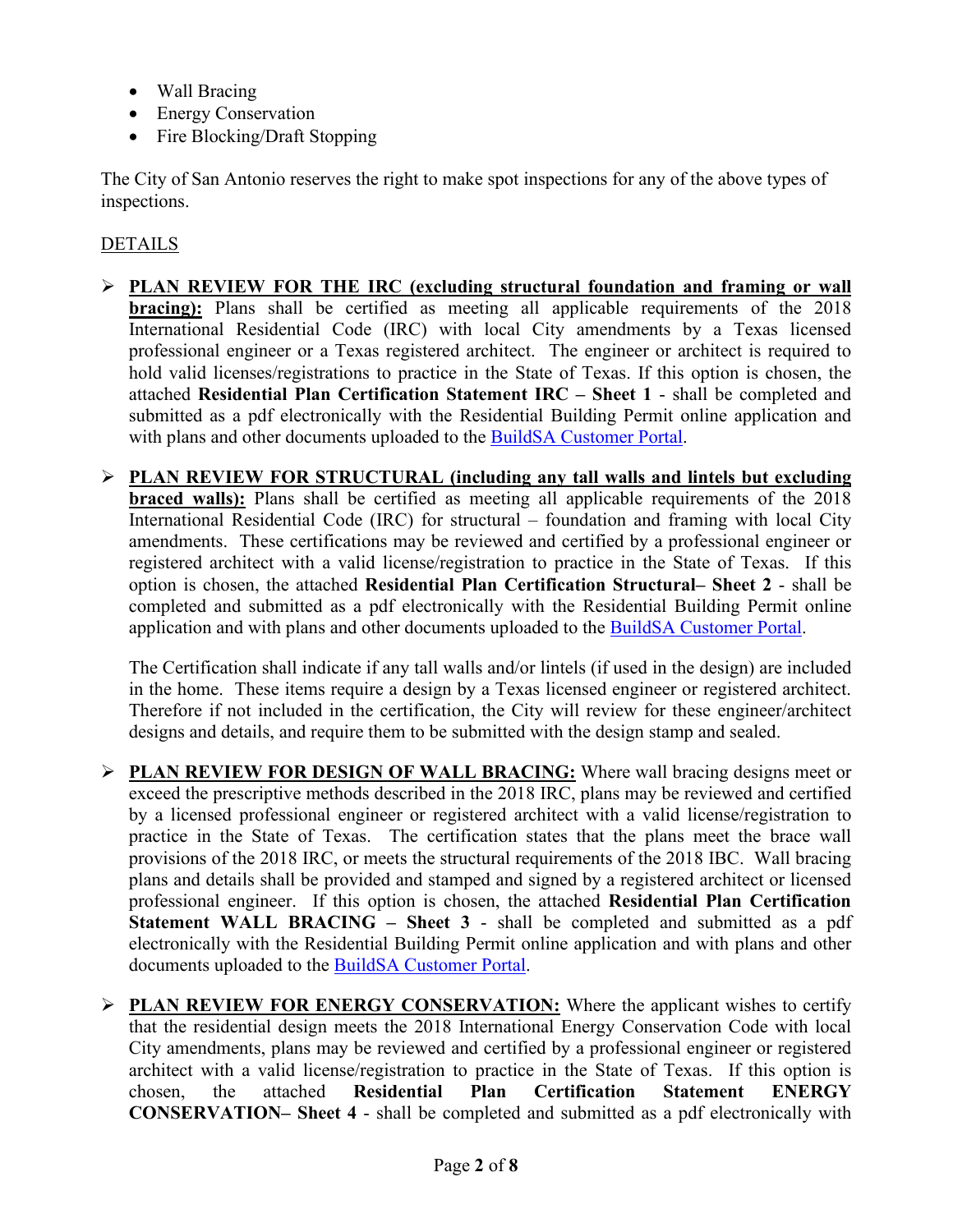- Wall Bracing
- Energy Conservation
- Fire Blocking/Draft Stopping

The City of San Antonio reserves the right to make spot inspections for any of the above types of inspections.

<u>DETAILS</u>

- **<u>PLAN REVIEW FOR THE IRC (excluding structural foundation and framing or wall bracing):</u>** Plans shall be certified as meeting all applicable requirements of the 2018 International Residential Code (IRC) with local City amendments by a Texas licensed professional engineer or a Texas registered architect. The engineer or architect is required to hold valid licenses/registrations to practice in the State of Texas. If this option is chosen, the attached **Residential Plan Certification Statement IRC – Sheet 1** - shall be completed and submitted as a pdf electronically with the Residential Building Permit online application and with plans and other documents uploaded to the [BuildSA Customer Portal](BuildSA Customer Portal).

- **<u>PLAN REVIEW FOR STRUCTURAL (including any tall walls and lintels but excluding braced walls):</u>** Plans shall be certified as meeting all applicable requirements of the 2018 International Residential Code (IRC) for structural – foundation and framing with local City amendments. These certifications may be reviewed and certified by a professional engineer or registered architect with a valid license/registration to practice in the State of Texas. If this option is chosen, the attached **Residential Plan Certification Structural– Sheet 2** - shall be completed and submitted as a pdf electronically with the Residential Building Permit online application and with plans and other documents uploaded to the [BuildSA Customer Portal](BuildSA Customer Portal).

  The Certification shall indicate if any tall walls and/or lintels (if used in the design) are included in the home. These items require a design by a Texas licensed engineer or registered architect. Therefore if not included in the certification, the City will review for these engineer/architect designs and details, and require them to be submitted with the design stamp and sealed.

- **<u>PLAN REVIEW FOR DESIGN OF WALL BRACING:</u>** Where wall bracing designs meet or exceed the prescriptive methods described in the 2018 IRC, plans may be reviewed and certified by a licensed professional engineer or registered architect with a valid license/registration to practice in the State of Texas. The certification states that the plans meet the brace wall provisions of the 2018 IRC, or meets the structural requirements of the 2018 IBC. Wall bracing plans and details shall be provided and stamped and signed by a registered architect or licensed professional engineer. If this option is chosen, the attached **Residential Plan Certification Statement WALL BRACING – Sheet 3** - shall be completed and submitted as a pdf electronically with the Residential Building Permit online application and with plans and other documents uploaded to the [BuildSA Customer Portal](BuildSA Customer Portal).

- **<u>PLAN REVIEW FOR ENERGY CONSERVATION:</u>** Where the applicant wishes to certify that the residential design meets the 2018 International Energy Conservation Code with local City amendments, plans may be reviewed and certified by a professional engineer or registered architect with a valid license/registration to practice in the State of Texas. If this option is chosen, the attached **Residential Plan Certification Statement ENERGY CONSERVATION– Sheet 4** - shall be completed and submitted as a pdf electronically with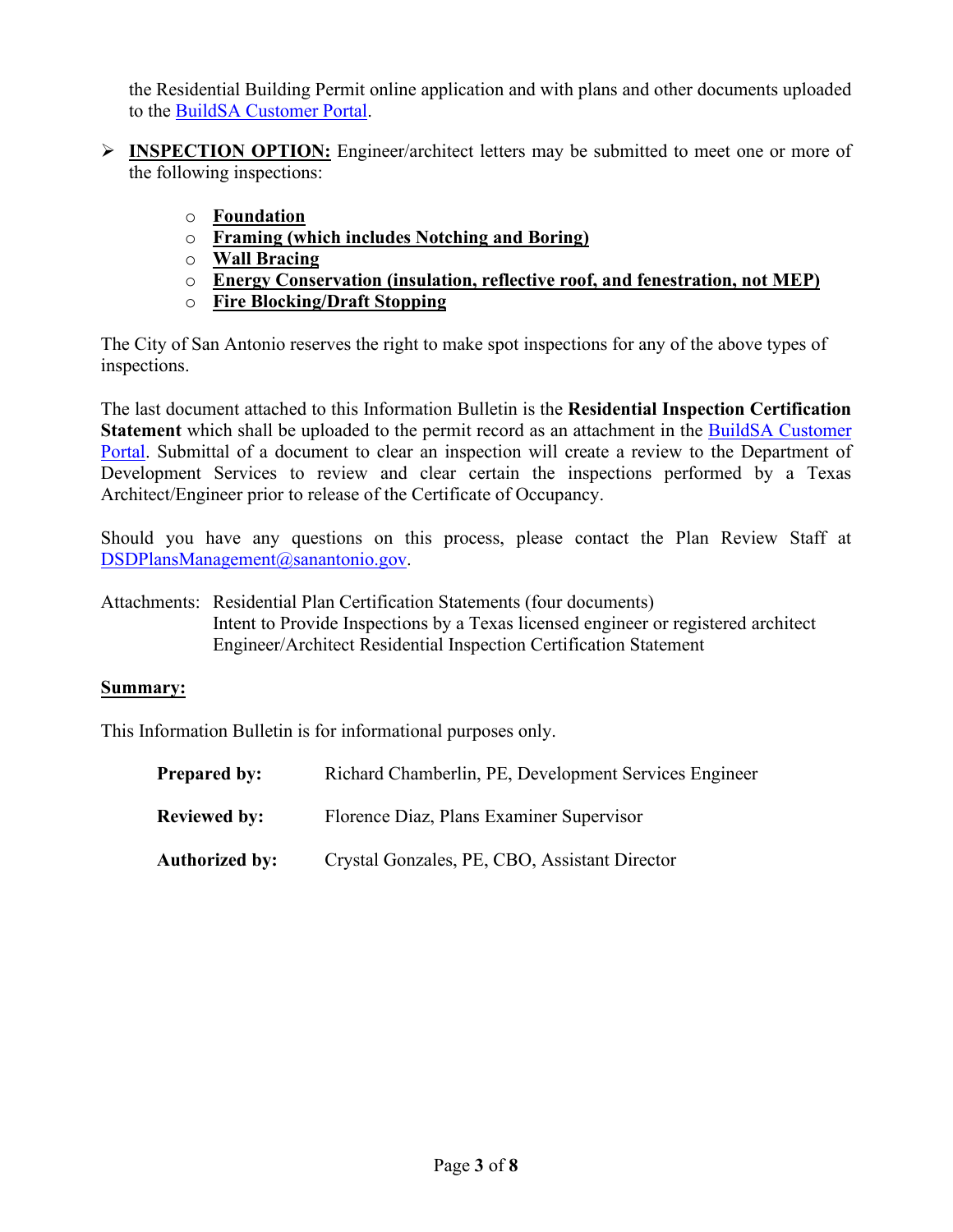the Residential Building Permit online application and with plans and other documents uploaded to the BuildSA Customer Portal.

- **INSPECTION OPTION:** Engineer/architect letters may be submitted to meet one or more of the following inspections:

    - **Foundation**
    - **Framing (which includes Notching and Boring)**
    - **Wall Bracing**
    - **Energy Conservation (insulation, reflective roof, and fenestration, not MEP)**
    - **Fire Blocking/Draft Stopping**

The City of San Antonio reserves the right to make spot inspections for any of the above types of inspections.

The last document attached to this Information Bulletin is the **Residential Inspection Certification Statement** which shall be uploaded to the permit record as an attachment in the BuildSA Customer Portal. Submittal of a document to clear an inspection will create a review to the Department of Development Services to review and clear certain the inspections performed by a Texas Architect/Engineer prior to release of the Certificate of Occupancy.

Should you have any questions on this process, please contact the Plan Review Staff at DSDPlansManagement@sanantonio.gov.

Attachments: Residential Plan Certification Statements (four documents)
Intent to Provide Inspections by a Texas licensed engineer or registered architect
Engineer/Architect Residential Inspection Certification Statement

**Summary:**

This Information Bulletin is for informational purposes only.

**Prepared by:** Richard Chamberlin, PE, Development Services Engineer

**Reviewed by:** Florence Diaz, Plans Examiner Supervisor

**Authorized by:** Crystal Gonzales, PE, CBO, Assistant Director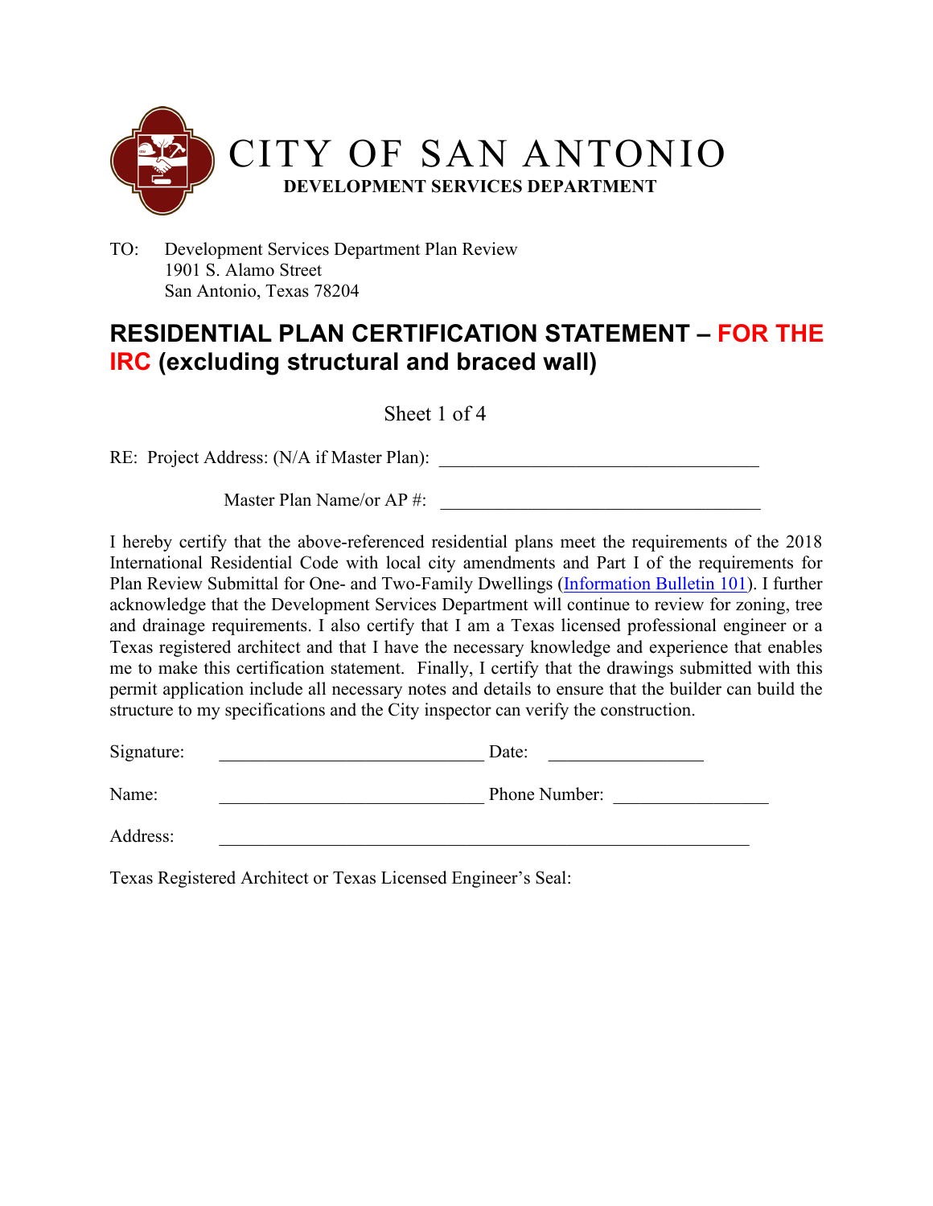# CITY OF SAN ANTONIO
**DEVELOPMENT SERVICES DEPARTMENT**

TO: Development Services Department Plan Review
1901 S. Alamo Street
San Antonio, Texas 78204

## RESIDENTIAL PLAN CERTIFICATION STATEMENT – FOR THE IRC (excluding structural and braced wall)

Sheet 1 of 4

RE: Project Address: (N/A if Master Plan): ___________________________________

Master Plan Name/or AP #: ___________________________________

I hereby certify that the above-referenced residential plans meet the requirements of the 2018 International Residential Code with local city amendments and Part I of the requirements for Plan Review Submittal for One- and Two-Family Dwellings (Information Bulletin 101). I further acknowledge that the Development Services Department will continue to review for zoning, tree and drainage requirements. I also certify that I am a Texas licensed professional engineer or a Texas registered architect and that I have the necessary knowledge and experience that enables me to make this certification statement. Finally, I certify that the drawings submitted with this permit application include all necessary notes and details to ensure that the builder can build the structure to my specifications and the City inspector can verify the construction.

Signature: _____________________________ Date: _________________

Name: _____________________________ Phone Number: _________________

Address: ___________________________________________________________

Texas Registered Architect or Texas Licensed Engineer's Seal: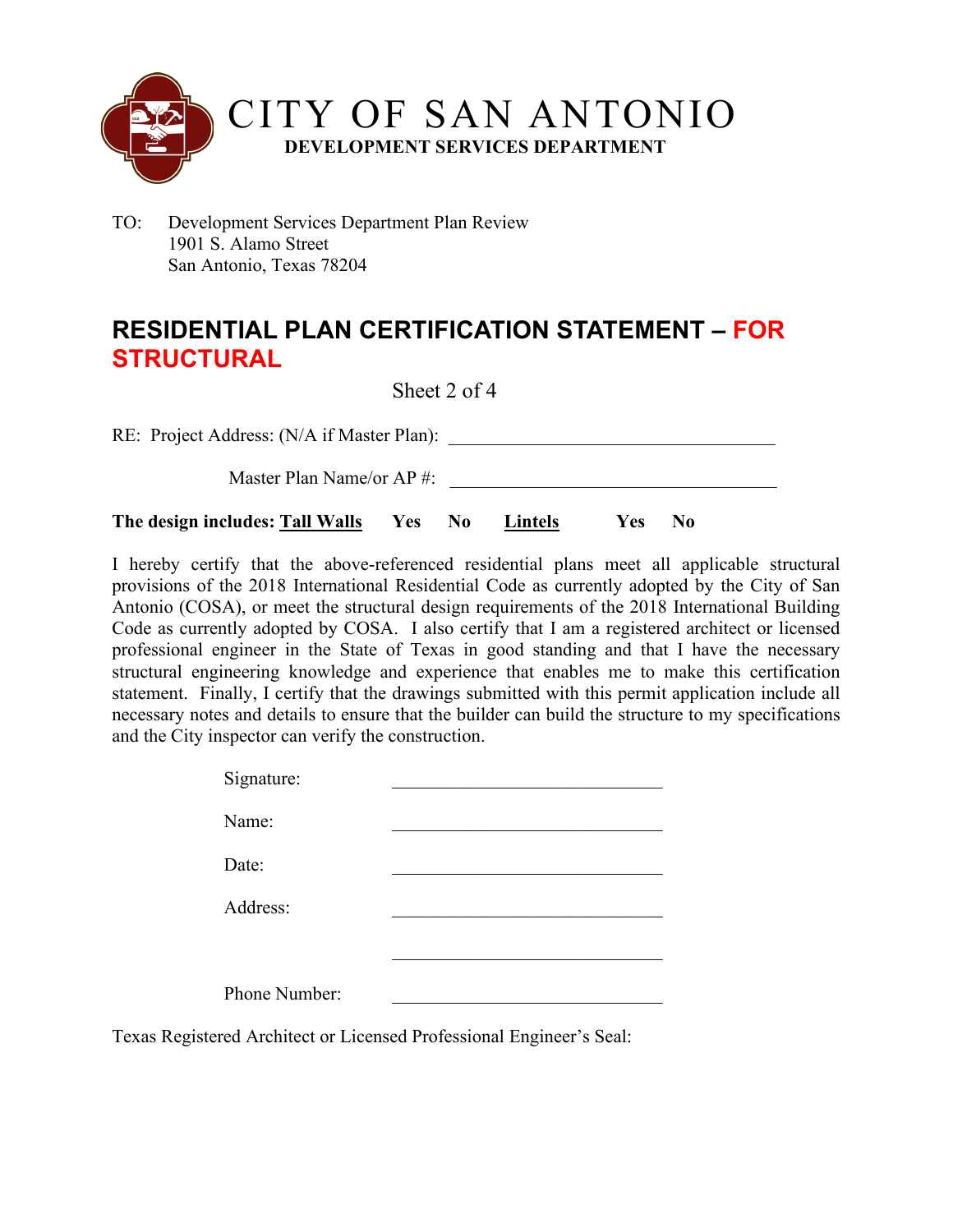# CITY OF SAN ANTONIO

**DEVELOPMENT SERVICES DEPARTMENT**

TO: Development Services Department Plan Review
1901 S. Alamo Street
San Antonio, Texas 78204

## RESIDENTIAL PLAN CERTIFICATION STATEMENT – FOR STRUCTURAL

Sheet 2 of 4

RE: Project Address: (N/A if Master Plan): ___________________________________

Master Plan Name/or AP #: ___________________________________

**The design includes: Tall Walls Yes No Lintels Yes No**

I hereby certify that the above-referenced residential plans meet all applicable structural provisions of the 2018 International Residential Code as currently adopted by the City of San Antonio (COSA), or meet the structural design requirements of the 2018 International Building Code as currently adopted by COSA. I also certify that I am a registered architect or licensed professional engineer in the State of Texas in good standing and that I have the necessary structural engineering knowledge and experience that enables me to make this certification statement. Finally, I certify that the drawings submitted with this permit application include all necessary notes and details to ensure that the builder can build the structure to my specifications and the City inspector can verify the construction.

Signature: ______________________________

Name: ______________________________

Date: ______________________________

Address: ______________________________

______________________________

Phone Number: ______________________________

Texas Registered Architect or Licensed Professional Engineer's Seal: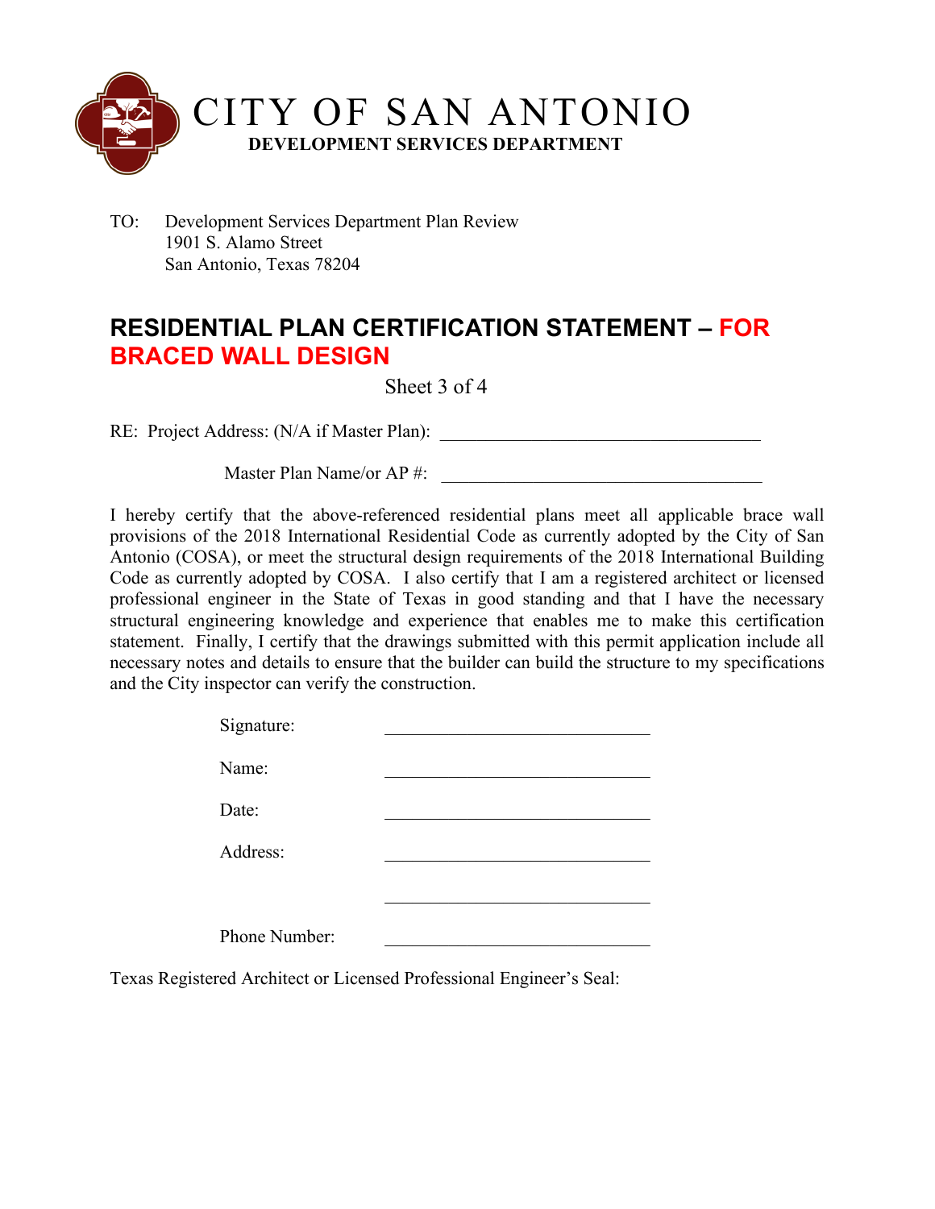# CITY OF SAN ANTONIO

**DEVELOPMENT SERVICES DEPARTMENT**

TO: Development Services Department Plan Review
1901 S. Alamo Street
San Antonio, Texas 78204

## RESIDENTIAL PLAN CERTIFICATION STATEMENT – FOR BRACED WALL DESIGN

Sheet 3 of 4

RE: Project Address: (N/A if Master Plan): ___________________________________

Master Plan Name/or AP #: ___________________________________

I hereby certify that the above-referenced residential plans meet all applicable brace wall provisions of the 2018 International Residential Code as currently adopted by the City of San Antonio (COSA), or meet the structural design requirements of the 2018 International Building Code as currently adopted by COSA. I also certify that I am a registered architect or licensed professional engineer in the State of Texas in good standing and that I have the necessary structural engineering knowledge and experience that enables me to make this certification statement. Finally, I certify that the drawings submitted with this permit application include all necessary notes and details to ensure that the builder can build the structure to my specifications and the City inspector can verify the construction.

Signature: ______________________________

Name: ______________________________

Date: ______________________________

Address: ______________________________

______________________________

Phone Number: ______________________________

Texas Registered Architect or Licensed Professional Engineer's Seal: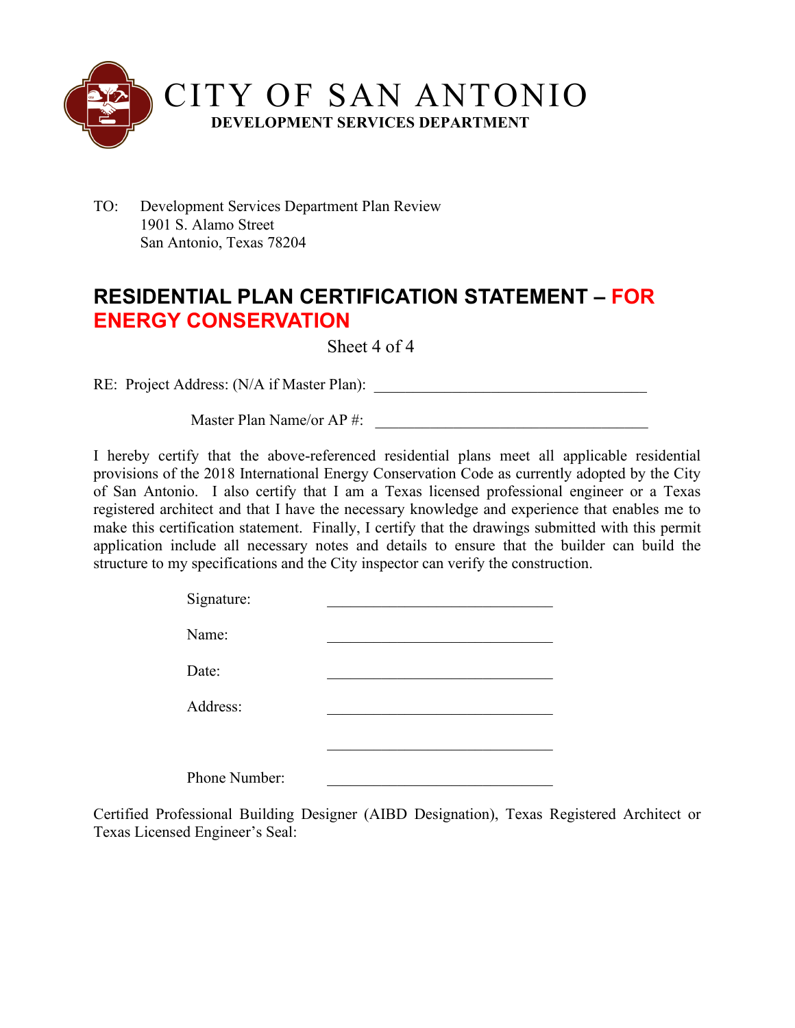# CITY OF SAN ANTONIO
**DEVELOPMENT SERVICES DEPARTMENT**

TO: Development Services Department Plan Review
1901 S. Alamo Street
San Antonio, Texas 78204

## RESIDENTIAL PLAN CERTIFICATION STATEMENT – FOR ENERGY CONSERVATION

Sheet 4 of 4

RE: Project Address: (N/A if Master Plan): ___________________________________

Master Plan Name/or AP #: ___________________________________

I hereby certify that the above-referenced residential plans meet all applicable residential provisions of the 2018 International Energy Conservation Code as currently adopted by the City of San Antonio. I also certify that I am a Texas licensed professional engineer or a Texas registered architect and that I have the necessary knowledge and experience that enables me to make this certification statement. Finally, I certify that the drawings submitted with this permit application include all necessary notes and details to ensure that the builder can build the structure to my specifications and the City inspector can verify the construction.

Signature: ______________________________

Name: ______________________________

Date: ______________________________

Address: ______________________________

______________________________

Phone Number: ______________________________

Certified Professional Building Designer (AIBD Designation), Texas Registered Architect or Texas Licensed Engineer's Seal: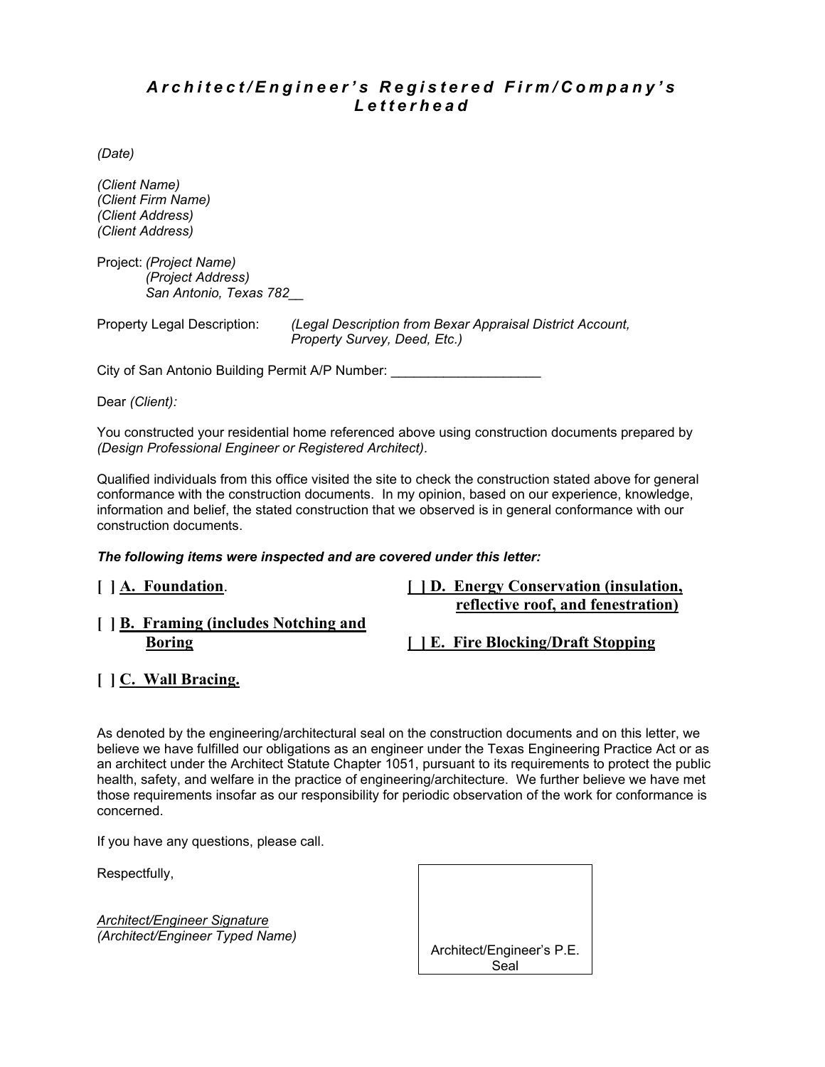# *Architect/Engineer's Registered Firm/Company's Letterhead*

*(Date)*

*(Client Name)*
*(Client Firm Name)*
*(Client Address)*
*(Client Address)*

Project: *(Project Name)*
*(Project Address)*
*San Antonio, Texas 782__*

Property Legal Description: *(Legal Description from Bexar Appraisal District Account, Property Survey, Deed, Etc.)*

City of San Antonio Building Permit A/P Number: ____________________

Dear *(Client):*

You constructed your residential home referenced above using construction documents prepared by *(Design Professional Engineer or Registered Architect)*.

Qualified individuals from this office visited the site to check the construction stated above for general conformance with the construction documents. In my opinion, based on our experience, knowledge, information and belief, the stated construction that we observed is in general conformance with our construction documents.

***The following items were inspected and are covered under this letter:***

**[ ] A. Foundation**.

**[ ] B. Framing (includes Notching and Boring**

**[ ] C. Wall Bracing.**

**[ ] D. Energy Conservation (insulation, reflective roof, and fenestration)**

**[ ] E. Fire Blocking/Draft Stopping**

As denoted by the engineering/architectural seal on the construction documents and on this letter, we believe we have fulfilled our obligations as an engineer under the Texas Engineering Practice Act or as an architect under the Architect Statute Chapter 1051, pursuant to its requirements to protect the public health, safety, and welfare in the practice of engineering/architecture. We further believe we have met those requirements insofar as our responsibility for periodic observation of the work for conformance is concerned.

If you have any questions, please call.

Respectfully,

*Architect/Engineer Signature*
*(Architect/Engineer Typed Name)*

Architect/Engineer's P.E. Seal